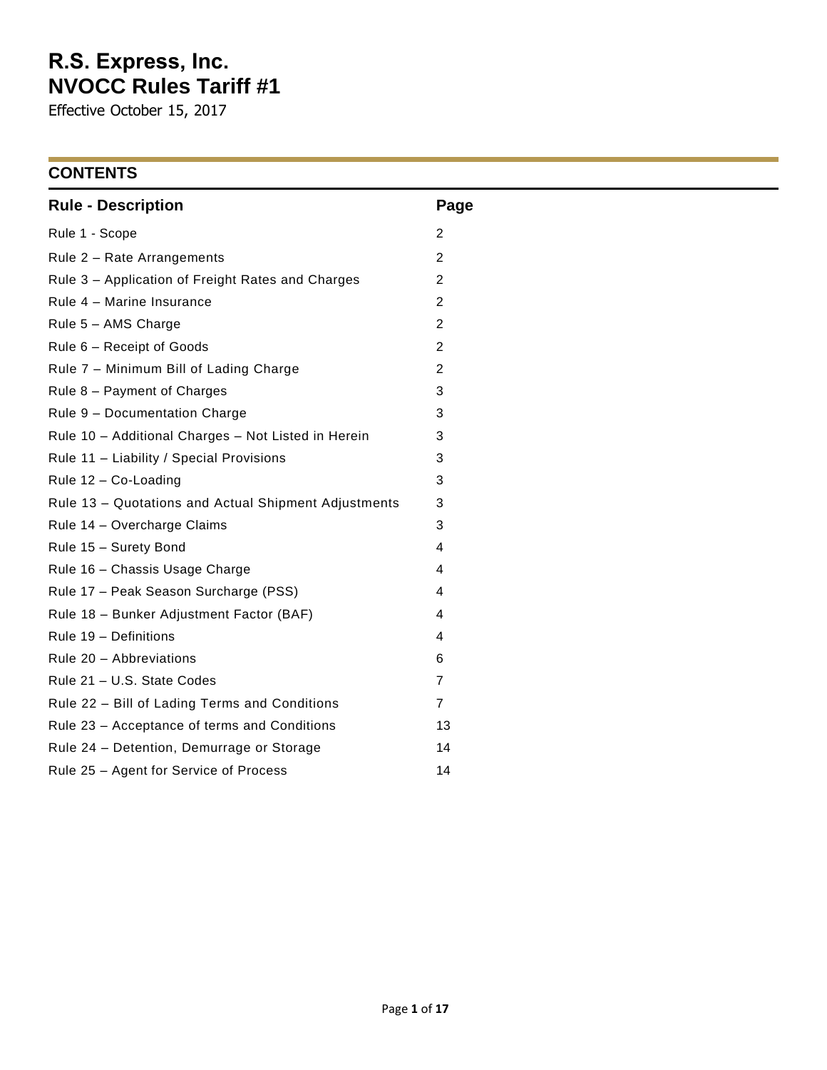# R.S. Express, Inc.
# NVOCC Rules Tariff #1

Effective October 15, 2017

## CONTENTS

| Rule - Description | Page |
|---|---|
| Rule 1 - Scope | 2 |
| Rule 2 – Rate Arrangements | 2 |
| Rule 3 – Application of Freight Rates and Charges | 2 |
| Rule 4 – Marine Insurance | 2 |
| Rule 5 – AMS Charge | 2 |
| Rule 6 – Receipt of Goods | 2 |
| Rule 7 – Minimum Bill of Lading Charge | 2 |
| Rule 8 – Payment of Charges | 3 |
| Rule 9 – Documentation Charge | 3 |
| Rule 10 – Additional Charges – Not Listed in Herein | 3 |
| Rule 11 – Liability / Special Provisions | 3 |
| Rule 12 – Co-Loading | 3 |
| Rule 13 – Quotations and Actual Shipment Adjustments | 3 |
| Rule 14 – Overcharge Claims | 3 |
| Rule 15 – Surety Bond | 4 |
| Rule 16 – Chassis Usage Charge | 4 |
| Rule 17 – Peak Season Surcharge (PSS) | 4 |
| Rule 18 – Bunker Adjustment Factor (BAF) | 4 |
| Rule 19 – Definitions | 4 |
| Rule 20 – Abbreviations | 6 |
| Rule 21 – U.S. State Codes | 7 |
| Rule 22 – Bill of Lading Terms and Conditions | 7 |
| Rule 23 – Acceptance of terms and Conditions | 13 |
| Rule 24 – Detention, Demurrage or Storage | 14 |
| Rule 25 – Agent for Service of Process | 14 |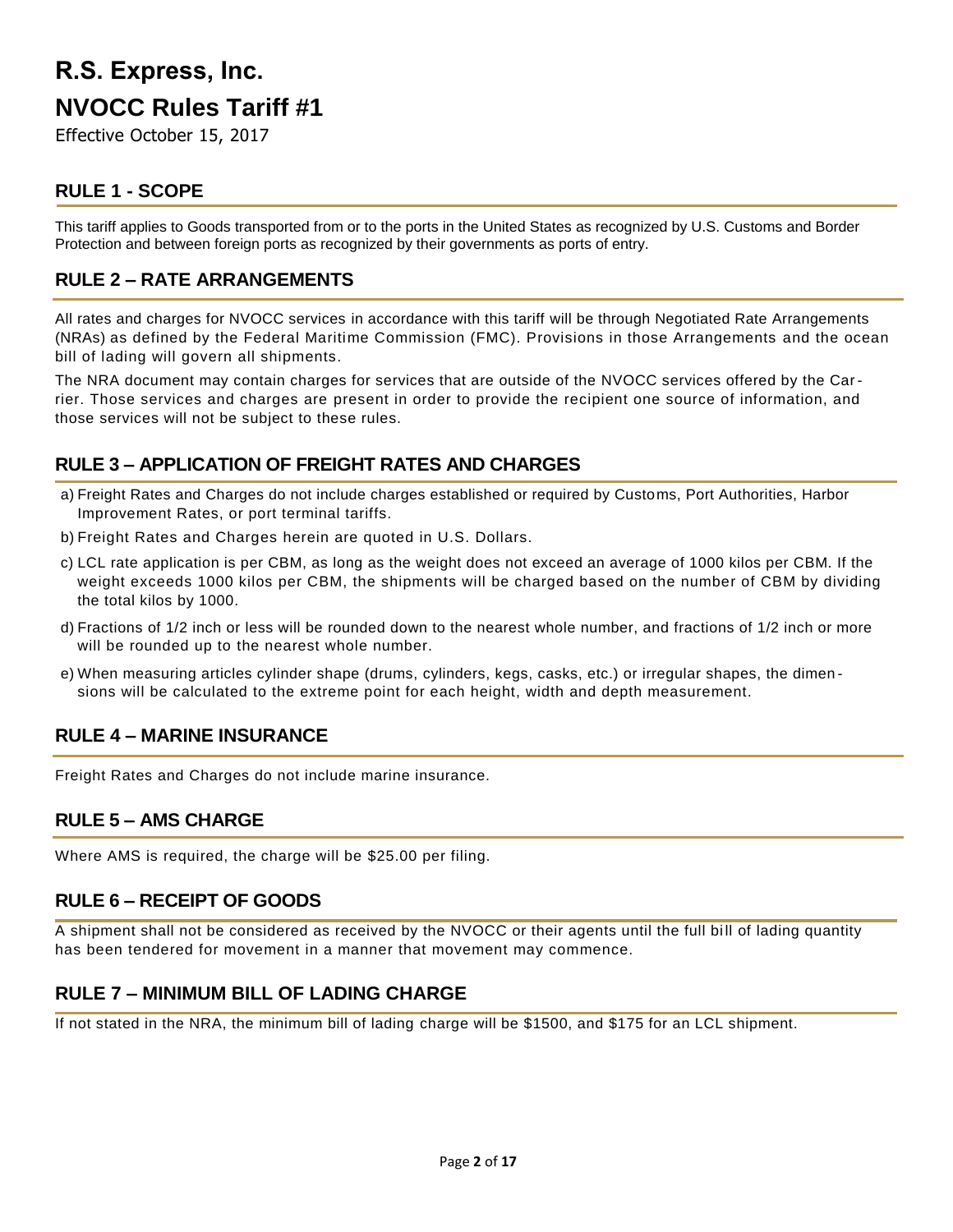# R.S. Express, Inc.

# NVOCC Rules Tariff #1

Effective October 15, 2017

## RULE 1 - SCOPE

This tariff applies to Goods transported from or to the ports in the United States as recognized by U.S. Customs and Border Protection and between foreign ports as recognized by their governments as ports of entry.

## RULE 2 – RATE ARRANGEMENTS

All rates and charges for NVOCC services in accordance with this tariff will be through Negotiated Rate Arrangements (NRAs) as defined by the Federal Maritime Commission (FMC). Provisions in those Arrangements and the ocean bill of lading will govern all shipments.

The NRA document may contain charges for services that are outside of the NVOCC services offered by the Carrier. Those services and charges are present in order to provide the recipient one source of information, and those services will not be subject to these rules.

## RULE 3 – APPLICATION OF FREIGHT RATES AND CHARGES

a) Freight Rates and Charges do not include charges established or required by Customs, Port Authorities, Harbor Improvement Rates, or port terminal tariffs.

b) Freight Rates and Charges herein are quoted in U.S. Dollars.

c) LCL rate application is per CBM, as long as the weight does not exceed an average of 1000 kilos per CBM. If the weight exceeds 1000 kilos per CBM, the shipments will be charged based on the number of CBM by dividing the total kilos by 1000.

d) Fractions of 1/2 inch or less will be rounded down to the nearest whole number, and fractions of 1/2 inch or more will be rounded up to the nearest whole number.

e) When measuring articles cylinder shape (drums, cylinders, kegs, casks, etc.) or irregular shapes, the dimensions will be calculated to the extreme point for each height, width and depth measurement.

## RULE 4 – MARINE INSURANCE

Freight Rates and Charges do not include marine insurance.

## RULE 5 – AMS CHARGE

Where AMS is required, the charge will be $25.00 per filing.

## RULE 6 – RECEIPT OF GOODS

A shipment shall not be considered as received by the NVOCC or their agents until the full bill of lading quantity has been tendered for movement in a manner that movement may commence.

## RULE 7 – MINIMUM BILL OF LADING CHARGE

If not stated in the NRA, the minimum bill of lading charge will be $1500, and $175 for an LCL shipment.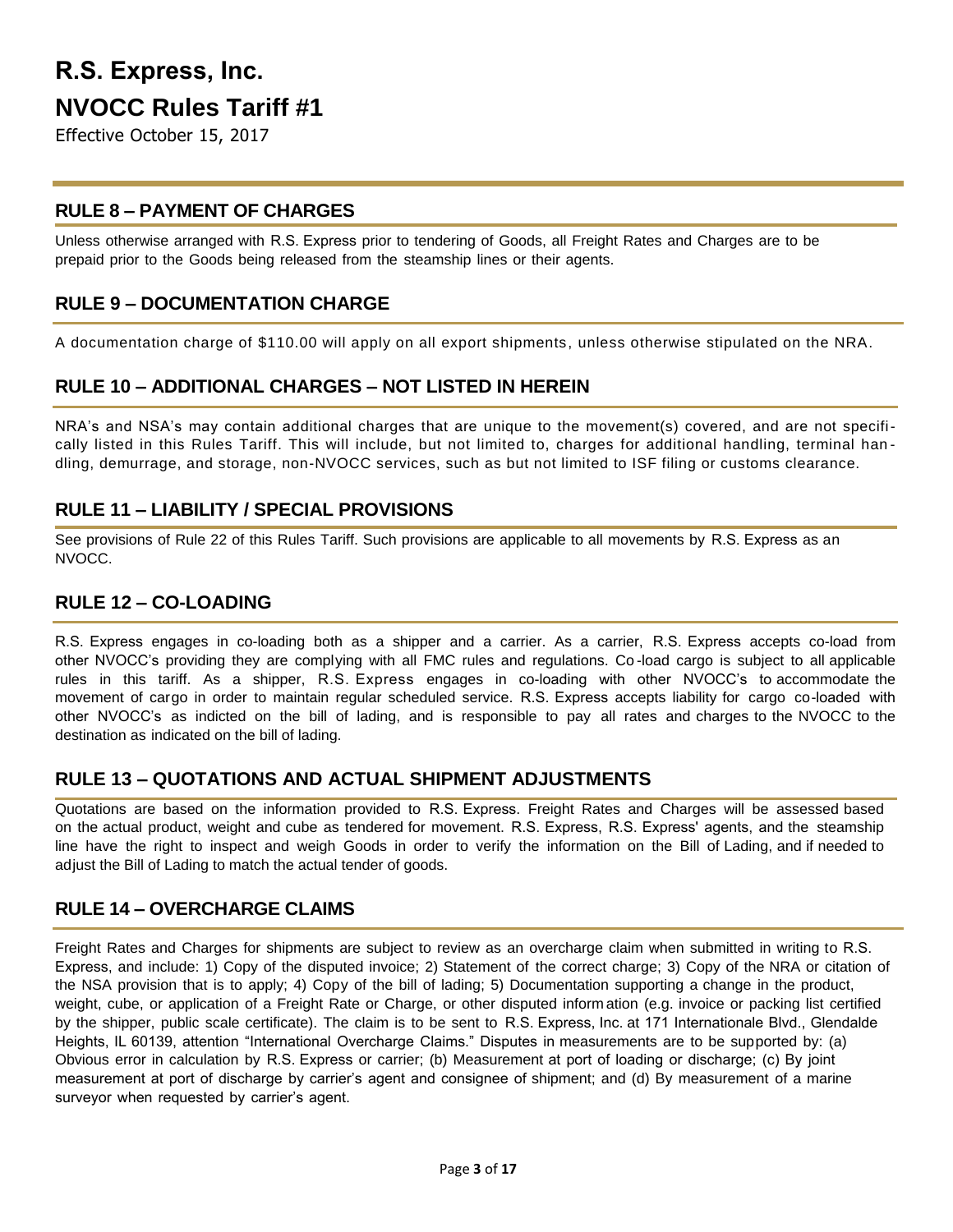# R.S. Express, Inc.

# NVOCC Rules Tariff #1

Effective October 15, 2017

## RULE 8 – PAYMENT OF CHARGES

Unless otherwise arranged with R.S. Express prior to tendering of Goods, all Freight Rates and Charges are to be prepaid prior to the Goods being released from the steamship lines or their agents.

## RULE 9 – DOCUMENTATION CHARGE

A documentation charge of $110.00 will apply on all export shipments, unless otherwise stipulated on the NRA.

## RULE 10 – ADDITIONAL CHARGES – NOT LISTED IN HEREIN

NRA's and NSA's may contain additional charges that are unique to the movement(s) covered, and are not specifically listed in this Rules Tariff. This will include, but not limited to, charges for additional handling, terminal handling, demurrage, and storage, non-NVOCC services, such as but not limited to ISF filing or customs clearance.

## RULE 11 – LIABILITY / SPECIAL PROVISIONS

See provisions of Rule 22 of this Rules Tariff. Such provisions are applicable to all movements by R.S. Express as an NVOCC.

## RULE 12 – CO-LOADING

R.S. Express engages in co-loading both as a shipper and a carrier. As a carrier, R.S. Express accepts co-load from other NVOCC's providing they are complying with all FMC rules and regulations. Co-load cargo is subject to all applicable rules in this tariff. As a shipper, R.S. Express engages in co-loading with other NVOCC's to accommodate the movement of cargo in order to maintain regular scheduled service. R.S. Express accepts liability for cargo co-loaded with other NVOCC's as indicted on the bill of lading, and is responsible to pay all rates and charges to the NVOCC to the destination as indicated on the bill of lading.

## RULE 13 – QUOTATIONS AND ACTUAL SHIPMENT ADJUSTMENTS

Quotations are based on the information provided to R.S. Express. Freight Rates and Charges will be assessed based on the actual product, weight and cube as tendered for movement. R.S. Express, R.S. Express' agents, and the steamship line have the right to inspect and weigh Goods in order to verify the information on the Bill of Lading, and if needed to adjust the Bill of Lading to match the actual tender of goods.

## RULE 14 – OVERCHARGE CLAIMS

Freight Rates and Charges for shipments are subject to review as an overcharge claim when submitted in writing to R.S. Express, and include: 1) Copy of the disputed invoice; 2) Statement of the correct charge; 3) Copy of the NRA or citation of the NSA provision that is to apply; 4) Copy of the bill of lading; 5) Documentation supporting a change in the product, weight, cube, or application of a Freight Rate or Charge, or other disputed information (e.g. invoice or packing list certified by the shipper, public scale certificate). The claim is to be sent to R.S. Express, Inc. at 171 Internationale Blvd., Glendalde Heights, IL 60139, attention "International Overcharge Claims." Disputes in measurements are to be supported by: (a) Obvious error in calculation by R.S. Express or carrier; (b) Measurement at port of loading or discharge; (c) By joint measurement at port of discharge by carrier's agent and consignee of shipment; and (d) By measurement of a marine surveyor when requested by carrier's agent.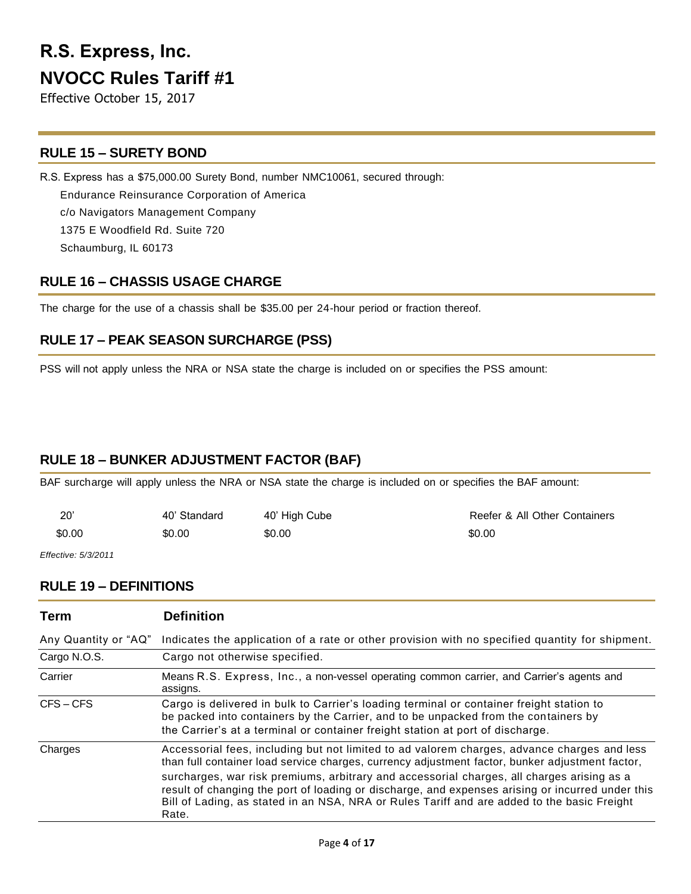# R.S. Express, Inc.

# NVOCC Rules Tariff #1

Effective October 15, 2017

## RULE 15 – SURETY BOND

R.S. Express has a $75,000.00 Surety Bond, number NMC10061, secured through:

Endurance Reinsurance Corporation of America
c/o Navigators Management Company
1375 E Woodfield Rd. Suite 720
Schaumburg, IL 60173

## RULE 16 – CHASSIS USAGE CHARGE

The charge for the use of a chassis shall be $35.00 per 24-hour period or fraction thereof.

## RULE 17 – PEAK SEASON SURCHARGE (PSS)

PSS will not apply unless the NRA or NSA state the charge is included on or specifies the PSS amount:

## RULE 18 – BUNKER ADJUSTMENT FACTOR (BAF)

BAF surcharge will apply unless the NRA or NSA state the charge is included on or specifies the BAF amount:

| 20' | 40' Standard | 40' High Cube | Reefer & All Other Containers |
|---|---|---|---|
| $0.00 | $0.00 | $0.00 | $0.00 |

*Effective: 5/3/2011*

## RULE 19 – DEFINITIONS

| Term | Definition |
|---|---|
| Any Quantity or "AQ" | Indicates the application of a rate or other provision with no specified quantity for shipment. |
| Cargo N.O.S. | Cargo not otherwise specified. |
| Carrier | Means R.S. Express, Inc., a non-vessel operating common carrier, and Carrier's agents and assigns. |
| CFS – CFS | Cargo is delivered in bulk to Carrier's loading terminal or container freight station to be packed into containers by the Carrier, and to be unpacked from the containers by the Carrier's at a terminal or container freight station at port of discharge. |
| Charges | Accessorial fees, including but not limited to ad valorem charges, advance charges and less than full container load service charges, currency adjustment factor, bunker adjustment factor, surcharges, war risk premiums, arbitrary and accessorial charges, all charges arising as a result of changing the port of loading or discharge, and expenses arising or incurred under this Bill of Lading, as stated in an NSA, NRA or Rules Tariff and are added to the basic Freight Rate. |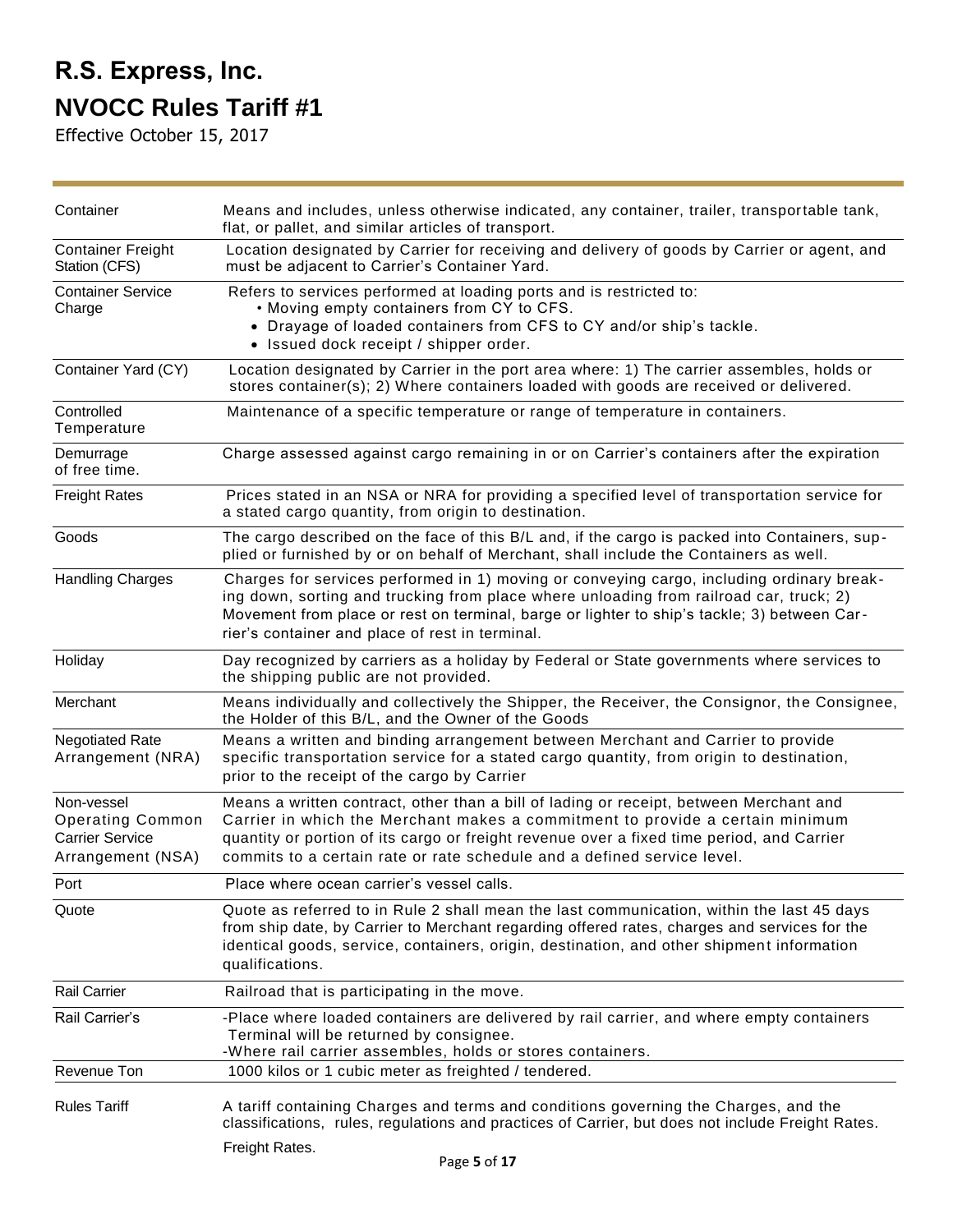# R.S. Express, Inc.

## NVOCC Rules Tariff #1

Effective October 15, 2017

| | |
|---|---|
| Container | Means and includes, unless otherwise indicated, any container, trailer, transportable tank, flat, or pallet, and similar articles of transport. |
| Container Freight Station (CFS) | Location designated by Carrier for receiving and delivery of goods by Carrier or agent, and must be adjacent to Carrier's Container Yard. |
| Container Service Charge | Refers to services performed at loading ports and is restricted to: • Moving empty containers from CY to CFS. • Drayage of loaded containers from CFS to CY and/or ship's tackle. • Issued dock receipt / shipper order. |
| Container Yard (CY) | Location designated by Carrier in the port area where: 1) The carrier assembles, holds or stores container(s); 2) Where containers loaded with goods are received or delivered. |
| Controlled Temperature | Maintenance of a specific temperature or range of temperature in containers. |
| Demurrage of free time. | Charge assessed against cargo remaining in or on Carrier's containers after the expiration |
| Freight Rates | Prices stated in an NSA or NRA for providing a specified level of transportation service for a stated cargo quantity, from origin to destination. |
| Goods | The cargo described on the face of this B/L and, if the cargo is packed into Containers, supplied or furnished by or on behalf of Merchant, shall include the Containers as well. |
| Handling Charges | Charges for services performed in 1) moving or conveying cargo, including ordinary breaking down, sorting and trucking from place where unloading from railroad car, truck; 2) Movement from place or rest on terminal, barge or lighter to ship's tackle; 3) between Carrier's container and place of rest in terminal. |
| Holiday | Day recognized by carriers as a holiday by Federal or State governments where services to the shipping public are not provided. |
| Merchant | Means individually and collectively the Shipper, the Receiver, the Consignor, the Consignee, the Holder of this B/L, and the Owner of the Goods |
| Negotiated Rate Arrangement (NRA) | Means a written and binding arrangement between Merchant and Carrier to provide specific transportation service for a stated cargo quantity, from origin to destination, prior to the receipt of the cargo by Carrier |
| Non-vessel Operating Common Carrier Service Arrangement (NSA) | Means a written contract, other than a bill of lading or receipt, between Merchant and Carrier in which the Merchant makes a commitment to provide a certain minimum quantity or portion of its cargo or freight revenue over a fixed time period, and Carrier commits to a certain rate or rate schedule and a defined service level. |
| Port | Place where ocean carrier's vessel calls. |
| Quote | Quote as referred to in Rule 2 shall mean the last communication, within the last 45 days from ship date, by Carrier to Merchant regarding offered rates, charges and services for the identical goods, service, containers, origin, destination, and other shipment information qualifications. |
| Rail Carrier | Railroad that is participating in the move. |
| Rail Carrier's Terminal | -Place where loaded containers are delivered by rail carrier, and where empty containers will be returned by consignee. -Where rail carrier assembles, holds or stores containers. |
| Revenue Ton | 1000 kilos or 1 cubic meter as freighted / tendered. |
| Rules Tariff | A tariff containing Charges and terms and conditions governing the Charges, and the classifications, rules, regulations and practices of Carrier, but does not include Freight Rates. Freight Rates. |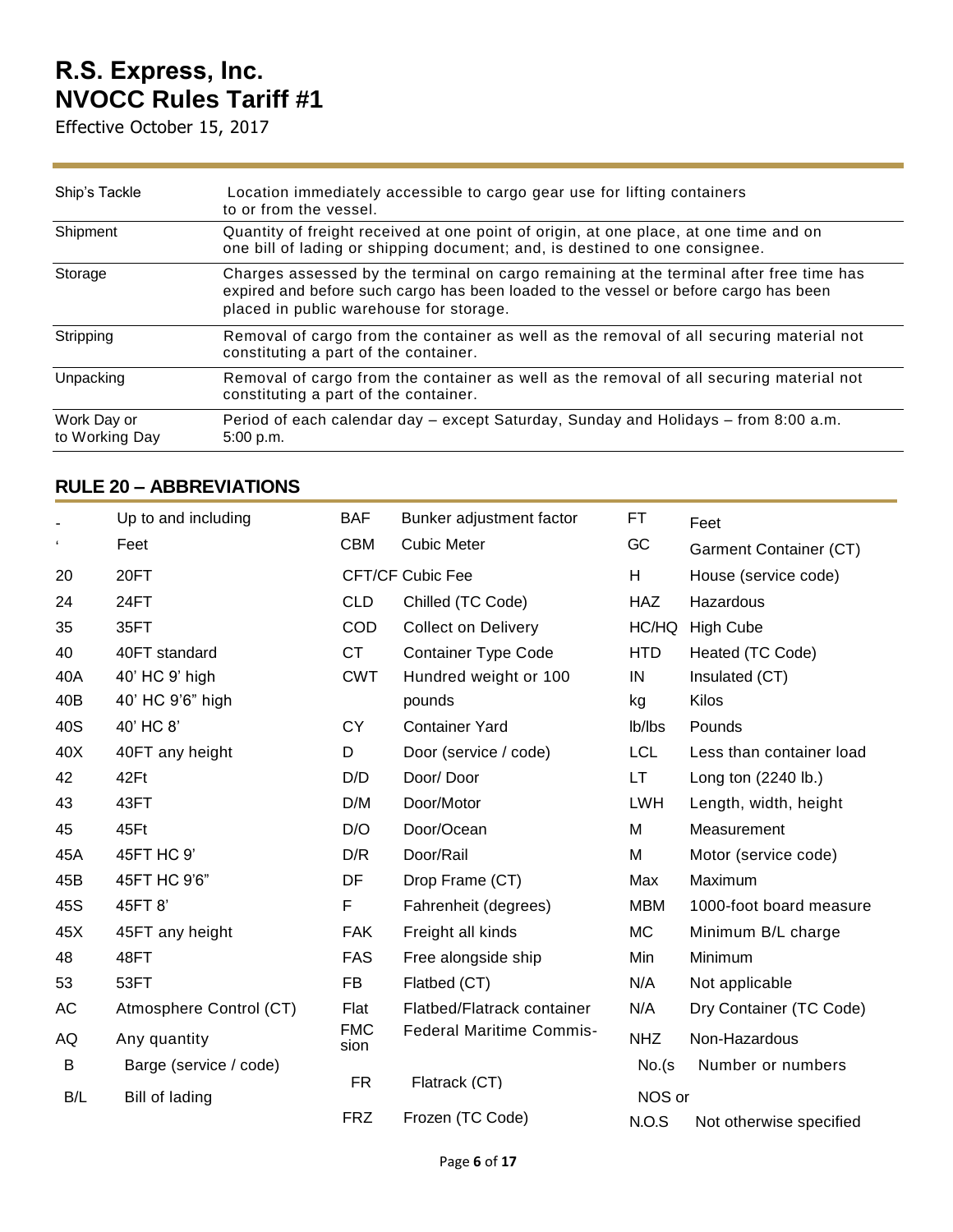| | |
|---|---|
| Ship's Tackle | Location immediately accessible to cargo gear use for lifting containers to or from the vessel. |
| Shipment | Quantity of freight received at one point of origin, at one place, at one time and on one bill of lading or shipping document; and, is destined to one consignee. |
| Storage | Charges assessed by the terminal on cargo remaining at the terminal after free time has expired and before such cargo has been loaded to the vessel or before cargo has been placed in public warehouse for storage. |
| Stripping | Removal of cargo from the container as well as the removal of all securing material not constituting a part of the container. |
| Unpacking | Removal of cargo from the container as well as the removal of all securing material not constituting a part of the container. |
| Work Day or to Working Day | Period of each calendar day – except Saturday, Sunday and Holidays – from 8:00 a.m. 5:00 p.m. |

## RULE 20 – ABBREVIATIONS

| | | | | | |
|---|---|---|---|---|---|
| - | Up to and including | BAF | Bunker adjustment factor | FT | Feet |
| ' | Feet | CBM | Cubic Meter | GC | Garment Container (CT) |
| 20 | 20FT | CFT/CF | Cubic Fee | H | House (service code) |
| 24 | 24FT | CLD | Chilled (TC Code) | HAZ | Hazardous |
| 35 | 35FT | COD | Collect on Delivery | HC/HQ | High Cube |
| 40 | 40FT standard | CT | Container Type Code | HTD | Heated (TC Code) |
| 40A | 40' HC 9' high | CWT | Hundred weight or 100 pounds | IN | Insulated (CT) |
| 40B | 40' HC 9'6" high | | | kg | Kilos |
| 40S | 40' HC 8' | CY | Container Yard | lb/lbs | Pounds |
| 40X | 40FT any height | D | Door (service / code) | LCL | Less than container load |
| 42 | 42Ft | D/D | Door/ Door | LT | Long ton (2240 lb.) |
| 43 | 43FT | D/M | Door/Motor | LWH | Length, width, height |
| 45 | 45Ft | D/O | Door/Ocean | M | Measurement |
| 45A | 45FT HC 9' | D/R | Door/Rail | M | Motor (service code) |
| 45B | 45FT HC 9'6" | DF | Drop Frame (CT) | Max | Maximum |
| 45S | 45FT 8' | F | Fahrenheit (degrees) | MBM | 1000-foot board measure |
| 45X | 45FT any height | FAK | Freight all kinds | MC | Minimum B/L charge |
| 48 | 48FT | FAS | Free alongside ship | Min | Minimum |
| 53 | 53FT | FB | Flatbed (CT) | N/A | Not applicable |
| AC | Atmosphere Control (CT) | Flat | Flatbed/Flatrack container | N/A | Dry Container (TC Code) |
| AQ | Any quantity | FMC sion | Federal Maritime Commis- | NHZ | Non-Hazardous |
| B | Barge (service / code) | FR | Flatrack (CT) | No.(s | Number or numbers |
| B/L | Bill of lading | FRZ | Frozen (TC Code) | NOS or N.O.S | Not otherwise specified |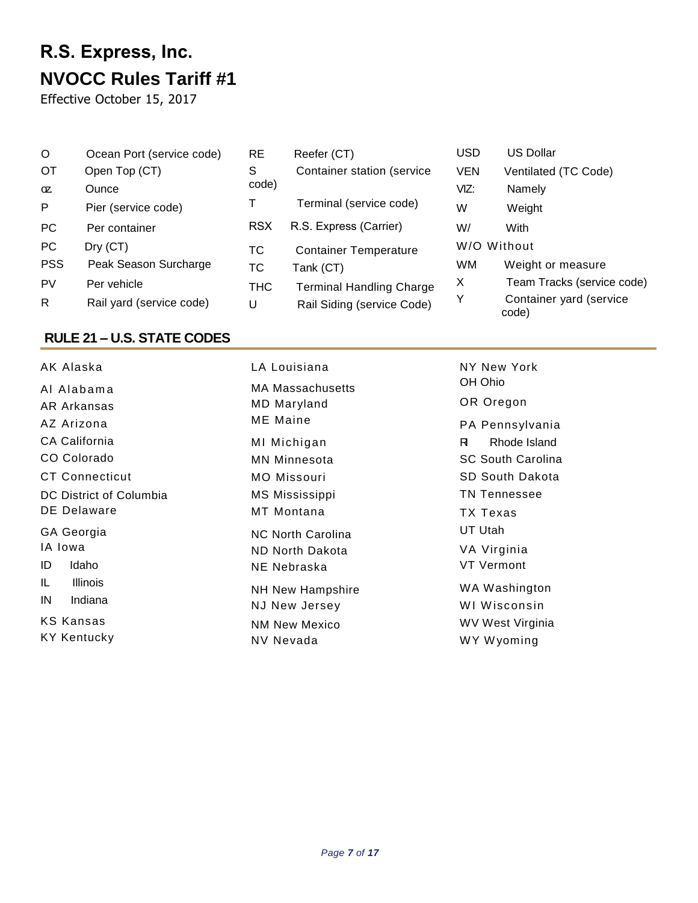# R.S. Express, Inc.

# NVOCC Rules Tariff #1

Effective October 15, 2017

| | | | | | |
|---|---|---|---|---|---|
| O | Ocean Port (service code) | RE | Reefer (CT) | USD | US Dollar |
| OT | Open Top (CT) | S | Container station (service code) | VEN | Ventilated (TC Code) |
| oz. | Ounce | T | Terminal (service code) | VIZ: | Namely |
| P | Pier (service code) | RSX | R.S. Express (Carrier) | W | Weight |
| PC | Per container | TC | Container Temperature | W/ | With |
| PC | Dry (CT) | TC | Tank (CT) | W/O | Without |
| PSS | Peak Season Surcharge | THC | Terminal Handling Charge | WM | Weight or measure |
| PV | Per vehicle | U | Rail Siding (service Code) | X | Team Tracks (service code) |
| R | Rail yard (service code) | | | Y | Container yard (service code) |

## RULE 21 – U.S. STATE CODES

AK Alaska
Al Alabama
AR Arkansas
AZ Arizona
CA California
CO Colorado
CT Connecticut
DC District of Columbia
DE Delaware
GA Georgia
IA Iowa
ID Idaho
IL Illinois
IN Indiana
KS Kansas
KY Kentucky
LA Louisiana
MA Massachusetts
MD Maryland
ME Maine
MI Michigan
MN Minnesota
MO Missouri
MS Mississippi
MT Montana
NC North Carolina
ND North Dakota
NE Nebraska
NH New Hampshire
NJ New Jersey
NM New Mexico
NV Nevada
NY New York
OH Ohio
OR Oregon
PA Pennsylvania
RI Rhode Island
SC South Carolina
SD South Dakota
TN Tennessee
TX Texas
UT Utah
VA Virginia
VT Vermont
WA Washington
WI Wisconsin
WV West Virginia
WY Wyoming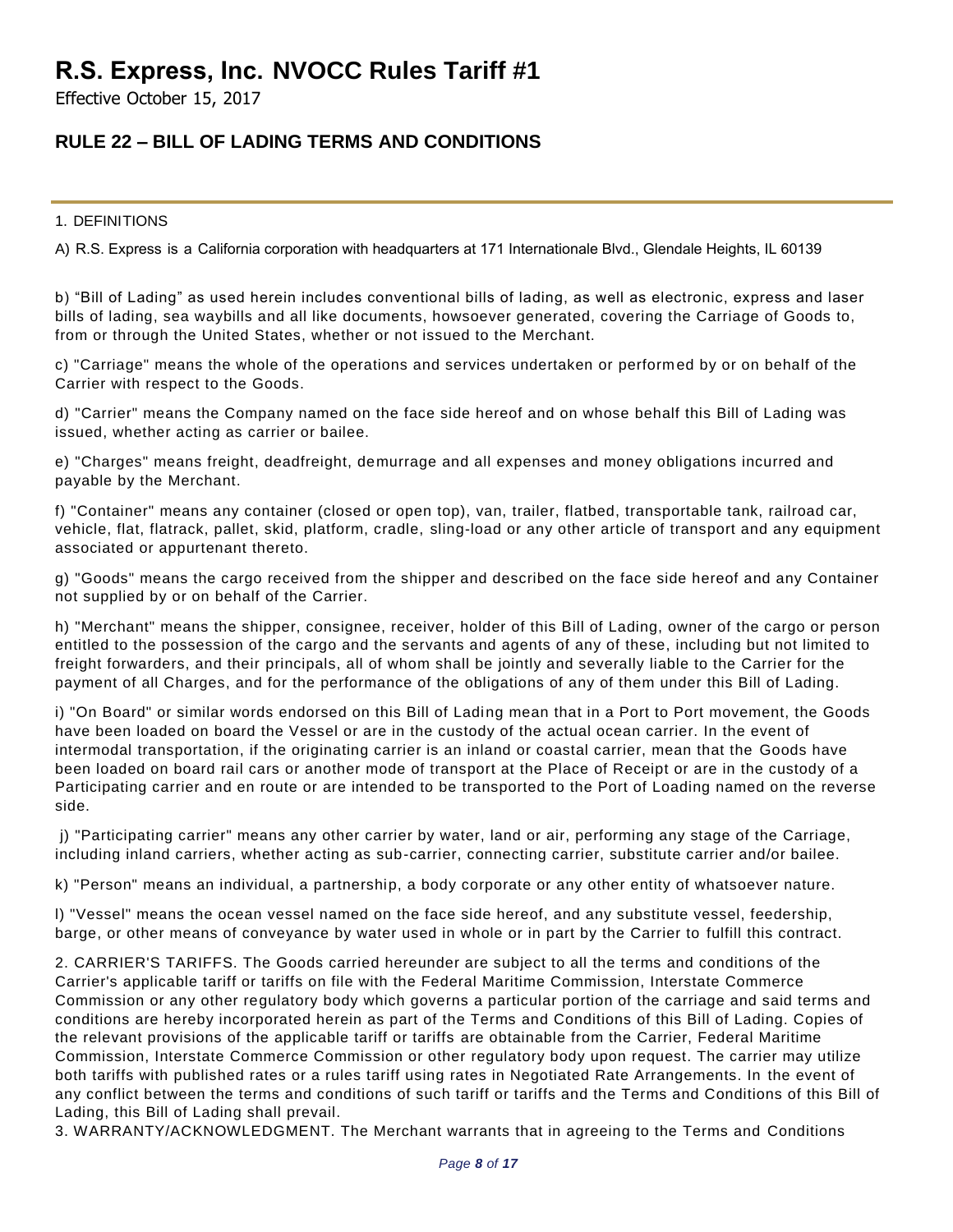# R.S. Express, Inc. NVOCC Rules Tariff #1

Effective October 15, 2017

## RULE 22 – BILL OF LADING TERMS AND CONDITIONS

1. DEFINITIONS

A) R.S. Express is a California corporation with headquarters at 171 Internationale Blvd., Glendale Heights, IL 60139

b) "Bill of Lading" as used herein includes conventional bills of lading, as well as electronic, express and laser bills of lading, sea waybills and all like documents, howsoever generated, covering the Carriage of Goods to, from or through the United States, whether or not issued to the Merchant.

c) "Carriage" means the whole of the operations and services undertaken or performed by or on behalf of the Carrier with respect to the Goods.

d) "Carrier" means the Company named on the face side hereof and on whose behalf this Bill of Lading was issued, whether acting as carrier or bailee.

e) "Charges" means freight, deadfreight, demurrage and all expenses and money obligations incurred and payable by the Merchant.

f) "Container" means any container (closed or open top), van, trailer, flatbed, transportable tank, railroad car, vehicle, flat, flatrack, pallet, skid, platform, cradle, sling-load or any other article of transport and any equipment associated or appurtenant thereto.

g) "Goods" means the cargo received from the shipper and described on the face side hereof and any Container not supplied by or on behalf of the Carrier.

h) "Merchant" means the shipper, consignee, receiver, holder of this Bill of Lading, owner of the cargo or person entitled to the possession of the cargo and the servants and agents of any of these, including but not limited to freight forwarders, and their principals, all of whom shall be jointly and severally liable to the Carrier for the payment of all Charges, and for the performance of the obligations of any of them under this Bill of Lading.

i) "On Board" or similar words endorsed on this Bill of Lading mean that in a Port to Port movement, the Goods have been loaded on board the Vessel or are in the custody of the actual ocean carrier. In the event of intermodal transportation, if the originating carrier is an inland or coastal carrier, mean that the Goods have been loaded on board rail cars or another mode of transport at the Place of Receipt or are in the custody of a Participating carrier and en route or are intended to be transported to the Port of Loading named on the reverse side.

j) "Participating carrier" means any other carrier by water, land or air, performing any stage of the Carriage, including inland carriers, whether acting as sub-carrier, connecting carrier, substitute carrier and/or bailee.

k) "Person" means an individual, a partnership, a body corporate or any other entity of whatsoever nature.

l) "Vessel" means the ocean vessel named on the face side hereof, and any substitute vessel, feedership, barge, or other means of conveyance by water used in whole or in part by the Carrier to fulfill this contract.

2. CARRIER'S TARIFFS. The Goods carried hereunder are subject to all the terms and conditions of the Carrier's applicable tariff or tariffs on file with the Federal Maritime Commission, Interstate Commerce Commission or any other regulatory body which governs a particular portion of the carriage and said terms and conditions are hereby incorporated herein as part of the Terms and Conditions of this Bill of Lading. Copies of the relevant provisions of the applicable tariff or tariffs are obtainable from the Carrier, Federal Maritime Commission, Interstate Commerce Commission or other regulatory body upon request. The carrier may utilize both tariffs with published rates or a rules tariff using rates in Negotiated Rate Arrangements. In the event of any conflict between the terms and conditions of such tariff or tariffs and the Terms and Conditions of this Bill of Lading, this Bill of Lading shall prevail.

3. WARRANTY/ACKNOWLEDGMENT. The Merchant warrants that in agreeing to the Terms and Conditions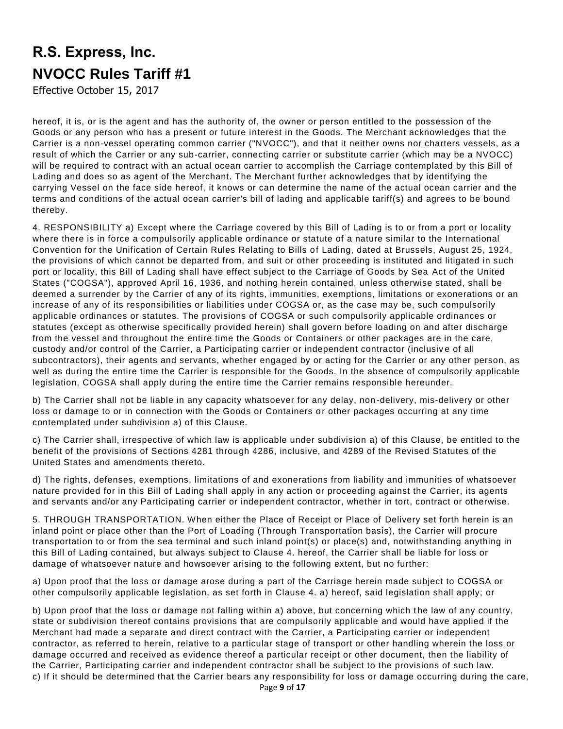hereof, it is, or is the agent and has the authority of, the owner or person entitled to the possession of the Goods or any person who has a present or future interest in the Goods. The Merchant acknowledges that the Carrier is a non-vessel operating common carrier ("NVOCC"), and that it neither owns nor charters vessels, as a result of which the Carrier or any sub-carrier, connecting carrier or substitute carrier (which may be a NVOCC) will be required to contract with an actual ocean carrier to accomplish the Carriage contemplated by this Bill of Lading and does so as agent of the Merchant. The Merchant further acknowledges that by identifying the carrying Vessel on the face side hereof, it knows or can determine the name of the actual ocean carrier and the terms and conditions of the actual ocean carrier's bill of lading and applicable tariff(s) and agrees to be bound thereby.

4. RESPONSIBILITY a) Except where the Carriage covered by this Bill of Lading is to or from a port or locality where there is in force a compulsorily applicable ordinance or statute of a nature similar to the International Convention for the Unification of Certain Rules Relating to Bills of Lading, dated at Brussels, August 25, 1924, the provisions of which cannot be departed from, and suit or other proceeding is instituted and litigated in such port or locality, this Bill of Lading shall have effect subject to the Carriage of Goods by Sea Act of the United States ("COGSA"), approved April 16, 1936, and nothing herein contained, unless otherwise stated, shall be deemed a surrender by the Carrier of any of its rights, immunities, exemptions, limitations or exonerations or an increase of any of its responsibilities or liabilities under COGSA or, as the case may be, such compulsorily applicable ordinances or statutes. The provisions of COGSA or such compulsorily applicable ordinances or statutes (except as otherwise specifically provided herein) shall govern before loading on and after discharge from the vessel and throughout the entire time the Goods or Containers or other packages are in the care, custody and/or control of the Carrier, a Participating carrier or independent contractor (inclusive of all subcontractors), their agents and servants, whether engaged by or acting for the Carrier or any other person, as well as during the entire time the Carrier is responsible for the Goods. In the absence of compulsorily applicable legislation, COGSA shall apply during the entire time the Carrier remains responsible hereunder.

b) The Carrier shall not be liable in any capacity whatsoever for any delay, non-delivery, mis-delivery or other loss or damage to or in connection with the Goods or Containers or other packages occurring at any time contemplated under subdivision a) of this Clause.

c) The Carrier shall, irrespective of which law is applicable under subdivision a) of this Clause, be entitled to the benefit of the provisions of Sections 4281 through 4286, inclusive, and 4289 of the Revised Statutes of the United States and amendments thereto.

d) The rights, defenses, exemptions, limitations of and exonerations from liability and immunities of whatsoever nature provided for in this Bill of Lading shall apply in any action or proceeding against the Carrier, its agents and servants and/or any Participating carrier or independent contractor, whether in tort, contract or otherwise.

5. THROUGH TRANSPORTATION. When either the Place of Receipt or Place of Delivery set forth herein is an inland point or place other than the Port of Loading (Through Transportation basis), the Carrier will procure transportation to or from the sea terminal and such inland point(s) or place(s) and, notwithstanding anything in this Bill of Lading contained, but always subject to Clause 4. hereof, the Carrier shall be liable for loss or damage of whatsoever nature and howsoever arising to the following extent, but no further:

a) Upon proof that the loss or damage arose during a part of the Carriage herein made subject to COGSA or other compulsorily applicable legislation, as set forth in Clause 4. a) hereof, said legislation shall apply; or

b) Upon proof that the loss or damage not falling within a) above, but concerning which the law of any country, state or subdivision thereof contains provisions that are compulsorily applicable and would have applied if the Merchant had made a separate and direct contract with the Carrier, a Participating carrier or independent contractor, as referred to herein, relative to a particular stage of transport or other handling wherein the loss or damage occurred and received as evidence thereof a particular receipt or other document, then the liability of the Carrier, Participating carrier and independent contractor shall be subject to the provisions of such law.

c) If it should be determined that the Carrier bears any responsibility for loss or damage occurring during the care,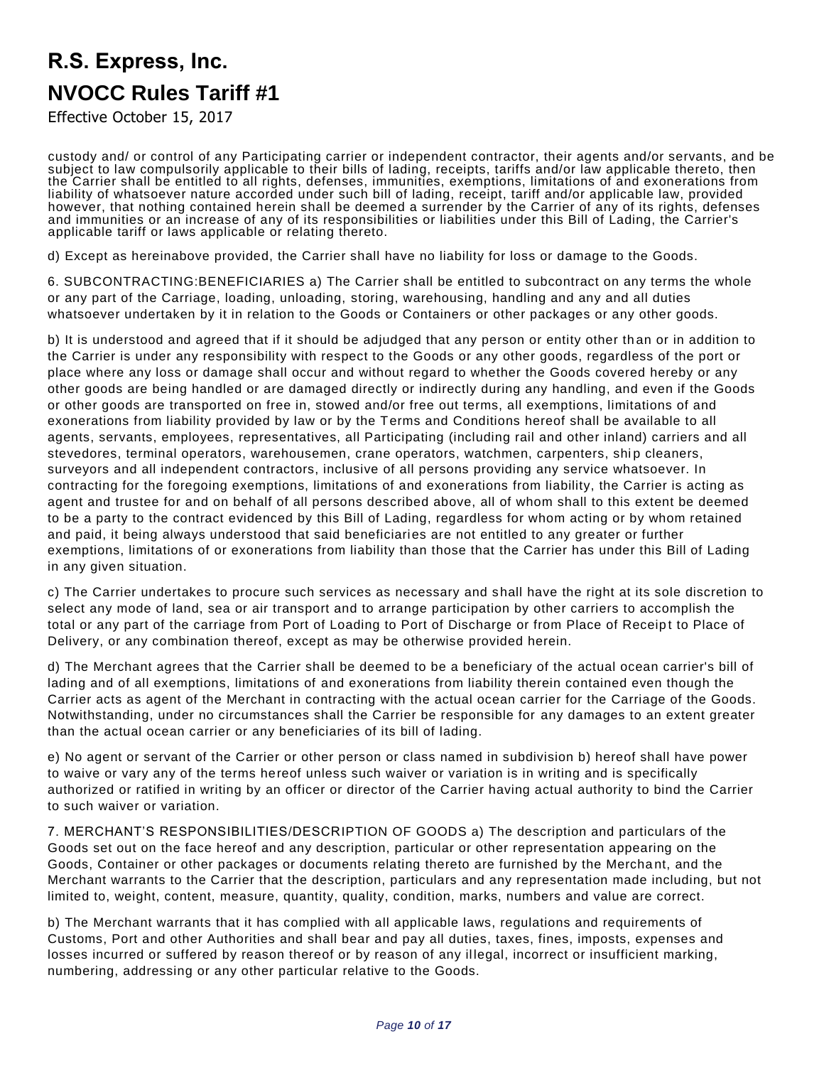custody and/ or control of any Participating carrier or independent contractor, their agents and/or servants, and be subject to law compulsorily applicable to their bills of lading, receipts, tariffs and/or law applicable thereto, then the Carrier shall be entitled to all rights, defenses, immunities, exemptions, limitations of and exonerations from liability of whatsoever nature accorded under such bill of lading, receipt, tariff and/or applicable law, provided however, that nothing contained herein shall be deemed a surrender by the Carrier of any of its rights, defenses and immunities or an increase of any of its responsibilities or liabilities under this Bill of Lading, the Carrier's applicable tariff or laws applicable or relating thereto.

d) Except as hereinabove provided, the Carrier shall have no liability for loss or damage to the Goods.

6. SUBCONTRACTING:BENEFICIARIES a) The Carrier shall be entitled to subcontract on any terms the whole or any part of the Carriage, loading, unloading, storing, warehousing, handling and any and all duties whatsoever undertaken by it in relation to the Goods or Containers or other packages or any other goods.

b) It is understood and agreed that if it should be adjudged that any person or entity other than or in addition to the Carrier is under any responsibility with respect to the Goods or any other goods, regardless of the port or place where any loss or damage shall occur and without regard to whether the Goods covered hereby or any other goods are being handled or are damaged directly or indirectly during any handling, and even if the Goods or other goods are transported on free in, stowed and/or free out terms, all exemptions, limitations of and exonerations from liability provided by law or by the Terms and Conditions hereof shall be available to all agents, servants, employees, representatives, all Participating (including rail and other inland) carriers and all stevedores, terminal operators, warehousemen, crane operators, watchmen, carpenters, ship cleaners, surveyors and all independent contractors, inclusive of all persons providing any service whatsoever. In contracting for the foregoing exemptions, limitations of and exonerations from liability, the Carrier is acting as agent and trustee for and on behalf of all persons described above, all of whom shall to this extent be deemed to be a party to the contract evidenced by this Bill of Lading, regardless for whom acting or by whom retained and paid, it being always understood that said beneficiaries are not entitled to any greater or further exemptions, limitations of or exonerations from liability than those that the Carrier has under this Bill of Lading in any given situation.

c) The Carrier undertakes to procure such services as necessary and shall have the right at its sole discretion to select any mode of land, sea or air transport and to arrange participation by other carriers to accomplish the total or any part of the carriage from Port of Loading to Port of Discharge or from Place of Receipt to Place of Delivery, or any combination thereof, except as may be otherwise provided herein.

d) The Merchant agrees that the Carrier shall be deemed to be a beneficiary of the actual ocean carrier's bill of lading and of all exemptions, limitations of and exonerations from liability therein contained even though the Carrier acts as agent of the Merchant in contracting with the actual ocean carrier for the Carriage of the Goods. Notwithstanding, under no circumstances shall the Carrier be responsible for any damages to an extent greater than the actual ocean carrier or any beneficiaries of its bill of lading.

e) No agent or servant of the Carrier or other person or class named in subdivision b) hereof shall have power to waive or vary any of the terms hereof unless such waiver or variation is in writing and is specifically authorized or ratified in writing by an officer or director of the Carrier having actual authority to bind the Carrier to such waiver or variation.

7. MERCHANT'S RESPONSIBILITIES/DESCRIPTION OF GOODS a) The description and particulars of the Goods set out on the face hereof and any description, particular or other representation appearing on the Goods, Container or other packages or documents relating thereto are furnished by the Merchant, and the Merchant warrants to the Carrier that the description, particulars and any representation made including, but not limited to, weight, content, measure, quantity, quality, condition, marks, numbers and value are correct.

b) The Merchant warrants that it has complied with all applicable laws, regulations and requirements of Customs, Port and other Authorities and shall bear and pay all duties, taxes, fines, imposts, expenses and losses incurred or suffered by reason thereof or by reason of any illegal, incorrect or insufficient marking, numbering, addressing or any other particular relative to the Goods.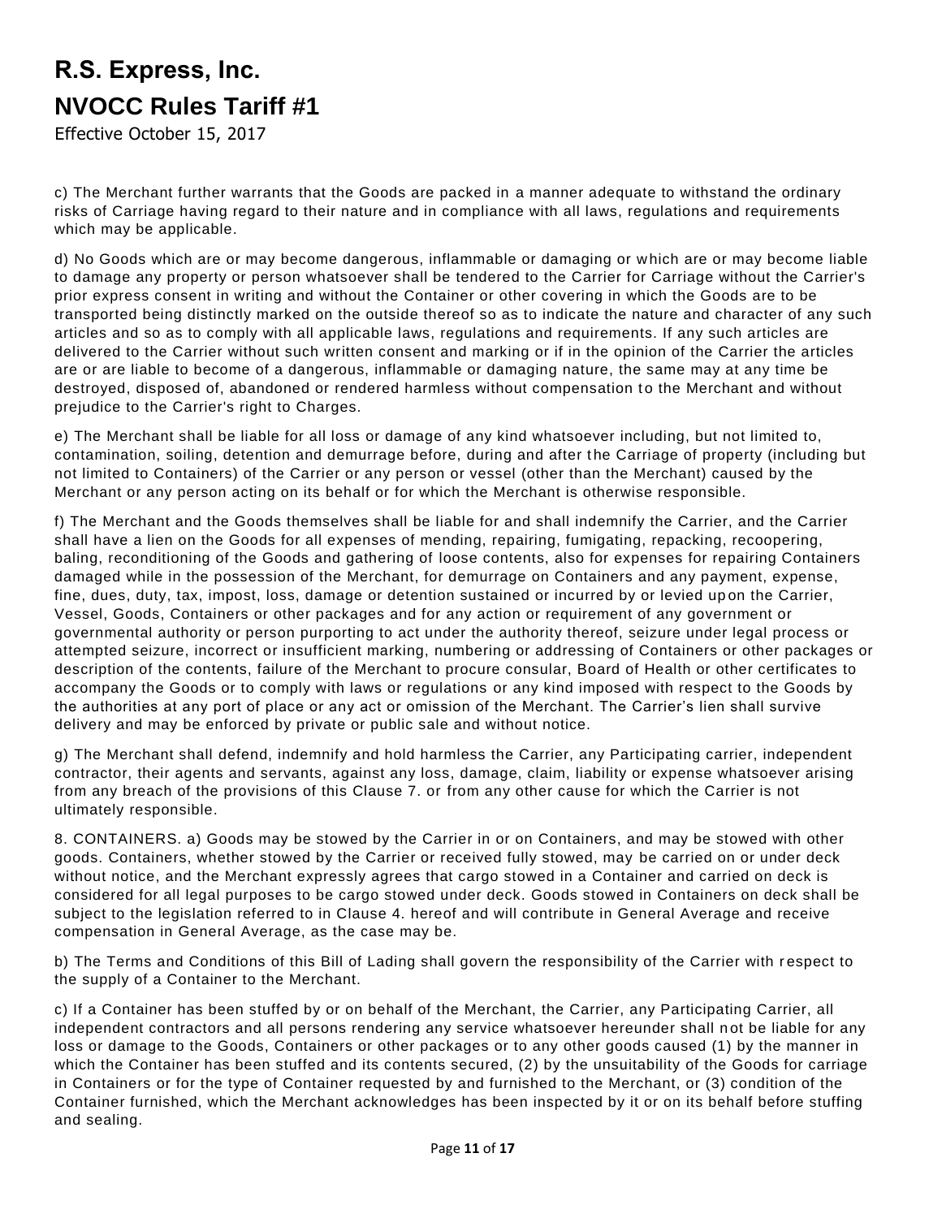c) The Merchant further warrants that the Goods are packed in a manner adequate to withstand the ordinary risks of Carriage having regard to their nature and in compliance with all laws, regulations and requirements which may be applicable.

d) No Goods which are or may become dangerous, inflammable or damaging or which are or may become liable to damage any property or person whatsoever shall be tendered to the Carrier for Carriage without the Carrier's prior express consent in writing and without the Container or other covering in which the Goods are to be transported being distinctly marked on the outside thereof so as to indicate the nature and character of any such articles and so as to comply with all applicable laws, regulations and requirements. If any such articles are delivered to the Carrier without such written consent and marking or if in the opinion of the Carrier the articles are or are liable to become of a dangerous, inflammable or damaging nature, the same may at any time be destroyed, disposed of, abandoned or rendered harmless without compensation to the Merchant and without prejudice to the Carrier's right to Charges.

e) The Merchant shall be liable for all loss or damage of any kind whatsoever including, but not limited to, contamination, soiling, detention and demurrage before, during and after the Carriage of property (including but not limited to Containers) of the Carrier or any person or vessel (other than the Merchant) caused by the Merchant or any person acting on its behalf or for which the Merchant is otherwise responsible.

f) The Merchant and the Goods themselves shall be liable for and shall indemnify the Carrier, and the Carrier shall have a lien on the Goods for all expenses of mending, repairing, fumigating, repacking, recoopering, baling, reconditioning of the Goods and gathering of loose contents, also for expenses for repairing Containers damaged while in the possession of the Merchant, for demurrage on Containers and any payment, expense, fine, dues, duty, tax, impost, loss, damage or detention sustained or incurred by or levied upon the Carrier, Vessel, Goods, Containers or other packages and for any action or requirement of any government or governmental authority or person purporting to act under the authority thereof, seizure under legal process or attempted seizure, incorrect or insufficient marking, numbering or addressing of Containers or other packages or description of the contents, failure of the Merchant to procure consular, Board of Health or other certificates to accompany the Goods or to comply with laws or regulations or any kind imposed with respect to the Goods by the authorities at any port of place or any act or omission of the Merchant. The Carrier's lien shall survive delivery and may be enforced by private or public sale and without notice.

g) The Merchant shall defend, indemnify and hold harmless the Carrier, any Participating carrier, independent contractor, their agents and servants, against any loss, damage, claim, liability or expense whatsoever arising from any breach of the provisions of this Clause 7. or from any other cause for which the Carrier is not ultimately responsible.

8. CONTAINERS. a) Goods may be stowed by the Carrier in or on Containers, and may be stowed with other goods. Containers, whether stowed by the Carrier or received fully stowed, may be carried on or under deck without notice, and the Merchant expressly agrees that cargo stowed in a Container and carried on deck is considered for all legal purposes to be cargo stowed under deck. Goods stowed in Containers on deck shall be subject to the legislation referred to in Clause 4. hereof and will contribute in General Average and receive compensation in General Average, as the case may be.

b) The Terms and Conditions of this Bill of Lading shall govern the responsibility of the Carrier with respect to the supply of a Container to the Merchant.

c) If a Container has been stuffed by or on behalf of the Merchant, the Carrier, any Participating Carrier, all independent contractors and all persons rendering any service whatsoever hereunder shall not be liable for any loss or damage to the Goods, Containers or other packages or to any other goods caused (1) by the manner in which the Container has been stuffed and its contents secured, (2) by the unsuitability of the Goods for carriage in Containers or for the type of Container requested by and furnished to the Merchant, or (3) condition of the Container furnished, which the Merchant acknowledges has been inspected by it or on its behalf before stuffing and sealing.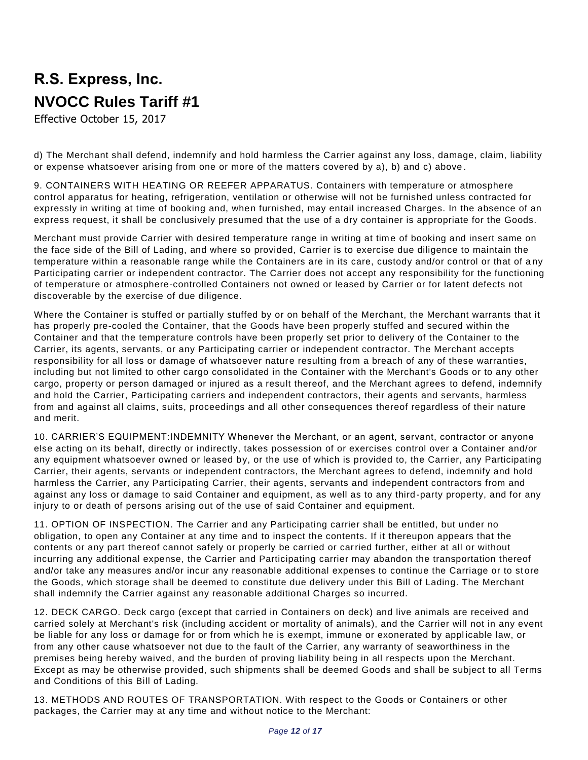d) The Merchant shall defend, indemnify and hold harmless the Carrier against any loss, damage, claim, liability or expense whatsoever arising from one or more of the matters covered by a), b) and c) above.

9. CONTAINERS WITH HEATING OR REEFER APPARATUS. Containers with temperature or atmosphere control apparatus for heating, refrigeration, ventilation or otherwise will not be furnished unless contracted for expressly in writing at time of booking and, when furnished, may entail increased Charges. In the absence of an express request, it shall be conclusively presumed that the use of a dry container is appropriate for the Goods.

Merchant must provide Carrier with desired temperature range in writing at time of booking and insert same on the face side of the Bill of Lading, and where so provided, Carrier is to exercise due diligence to maintain the temperature within a reasonable range while the Containers are in its care, custody and/or control or that of any Participating carrier or independent contractor. The Carrier does not accept any responsibility for the functioning of temperature or atmosphere-controlled Containers not owned or leased by Carrier or for latent defects not discoverable by the exercise of due diligence.

Where the Container is stuffed or partially stuffed by or on behalf of the Merchant, the Merchant warrants that it has properly pre-cooled the Container, that the Goods have been properly stuffed and secured within the Container and that the temperature controls have been properly set prior to delivery of the Container to the Carrier, its agents, servants, or any Participating carrier or independent contractor. The Merchant accepts responsibility for all loss or damage of whatsoever nature resulting from a breach of any of these warranties, including but not limited to other cargo consolidated in the Container with the Merchant's Goods or to any other cargo, property or person damaged or injured as a result thereof, and the Merchant agrees to defend, indemnify and hold the Carrier, Participating carriers and independent contractors, their agents and servants, harmless from and against all claims, suits, proceedings and all other consequences thereof regardless of their nature and merit.

10. CARRIER'S EQUIPMENT:INDEMNITY Whenever the Merchant, or an agent, servant, contractor or anyone else acting on its behalf, directly or indirectly, takes possession of or exercises control over a Container and/or any equipment whatsoever owned or leased by, or the use of which is provided to, the Carrier, any Participating Carrier, their agents, servants or independent contractors, the Merchant agrees to defend, indemnify and hold harmless the Carrier, any Participating Carrier, their agents, servants and independent contractors from and against any loss or damage to said Container and equipment, as well as to any third-party property, and for any injury to or death of persons arising out of the use of said Container and equipment.

11. OPTION OF INSPECTION. The Carrier and any Participating carrier shall be entitled, but under no obligation, to open any Container at any time and to inspect the contents. If it thereupon appears that the contents or any part thereof cannot safely or properly be carried or carried further, either at all or without incurring any additional expense, the Carrier and Participating carrier may abandon the transportation thereof and/or take any measures and/or incur any reasonable additional expenses to continue the Carriage or to store the Goods, which storage shall be deemed to constitute due delivery under this Bill of Lading. The Merchant shall indemnify the Carrier against any reasonable additional Charges so incurred.

12. DECK CARGO. Deck cargo (except that carried in Containers on deck) and live animals are received and carried solely at Merchant's risk (including accident or mortality of animals), and the Carrier will not in any event be liable for any loss or damage for or from which he is exempt, immune or exonerated by applicable law, or from any other cause whatsoever not due to the fault of the Carrier, any warranty of seaworthiness in the premises being hereby waived, and the burden of proving liability being in all respects upon the Merchant. Except as may be otherwise provided, such shipments shall be deemed Goods and shall be subject to all Terms and Conditions of this Bill of Lading.

13. METHODS AND ROUTES OF TRANSPORTATION. With respect to the Goods or Containers or other packages, the Carrier may at any time and without notice to the Merchant: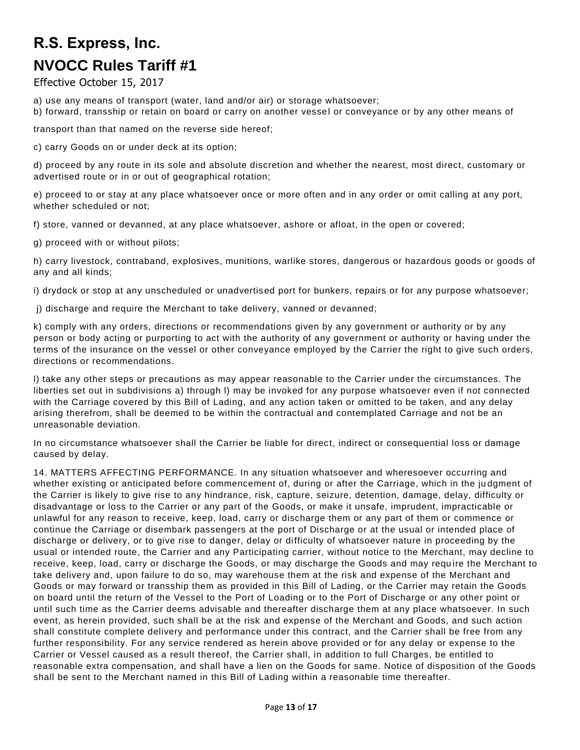a) use any means of transport (water, land and/or air) or storage whatsoever;

b) forward, transship or retain on board or carry on another vessel or conveyance or by any other means of transport than that named on the reverse side hereof;

c) carry Goods on or under deck at its option;

d) proceed by any route in its sole and absolute discretion and whether the nearest, most direct, customary or advertised route or in or out of geographical rotation;

e) proceed to or stay at any place whatsoever once or more often and in any order or omit calling at any port, whether scheduled or not;

f) store, vanned or devanned, at any place whatsoever, ashore or afloat, in the open or covered;

g) proceed with or without pilots;

h) carry livestock, contraband, explosives, munitions, warlike stores, dangerous or hazardous goods or goods of any and all kinds;

i) drydock or stop at any unscheduled or unadvertised port for bunkers, repairs or for any purpose whatsoever;

j) discharge and require the Merchant to take delivery, vanned or devanned;

k) comply with any orders, directions or recommendations given by any government or authority or by any person or body acting or purporting to act with the authority of any government or authority or having under the terms of the insurance on the vessel or other conveyance employed by the Carrier the right to give such orders, directions or recommendations.

l) take any other steps or precautions as may appear reasonable to the Carrier under the circumstances. The liberties set out in subdivisions a) through l) may be invoked for any purpose whatsoever even if not connected with the Carriage covered by this Bill of Lading, and any action taken or omitted to be taken, and any delay arising therefrom, shall be deemed to be within the contractual and contemplated Carriage and not be an unreasonable deviation.

In no circumstance whatsoever shall the Carrier be liable for direct, indirect or consequential loss or damage caused by delay.

14. MATTERS AFFECTING PERFORMANCE. In any situation whatsoever and wheresoever occurring and whether existing or anticipated before commencement of, during or after the Carriage, which in the judgment of the Carrier is likely to give rise to any hindrance, risk, capture, seizure, detention, damage, delay, difficulty or disadvantage or loss to the Carrier or any part of the Goods, or make it unsafe, imprudent, impracticable or unlawful for any reason to receive, keep, load, carry or discharge them or any part of them or commence or continue the Carriage or disembark passengers at the port of Discharge or at the usual or intended place of discharge or delivery, or to give rise to danger, delay or difficulty of whatsoever nature in proceeding by the usual or intended route, the Carrier and any Participating carrier, without notice to the Merchant, may decline to receive, keep, load, carry or discharge the Goods, or may discharge the Goods and may require the Merchant to take delivery and, upon failure to do so, may warehouse them at the risk and expense of the Merchant and Goods or may forward or transship them as provided in this Bill of Lading, or the Carrier may retain the Goods on board until the return of the Vessel to the Port of Loading or to the Port of Discharge or any other point or until such time as the Carrier deems advisable and thereafter discharge them at any place whatsoever. In such event, as herein provided, such shall be at the risk and expense of the Merchant and Goods, and such action shall constitute complete delivery and performance under this contract, and the Carrier shall be free from any further responsibility. For any service rendered as herein above provided or for any delay or expense to the Carrier or Vessel caused as a result thereof, the Carrier shall, in addition to full Charges, be entitled to reasonable extra compensation, and shall have a lien on the Goods for same. Notice of disposition of the Goods shall be sent to the Merchant named in this Bill of Lading within a reasonable time thereafter.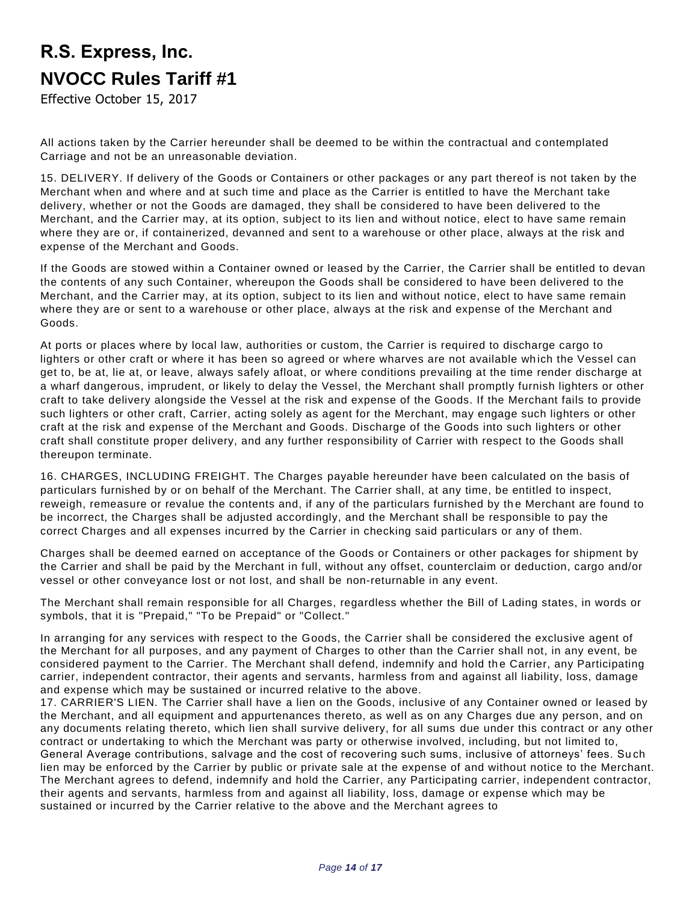All actions taken by the Carrier hereunder shall be deemed to be within the contractual and contemplated Carriage and not be an unreasonable deviation.

15. DELIVERY. If delivery of the Goods or Containers or other packages or any part thereof is not taken by the Merchant when and where and at such time and place as the Carrier is entitled to have the Merchant take delivery, whether or not the Goods are damaged, they shall be considered to have been delivered to the Merchant, and the Carrier may, at its option, subject to its lien and without notice, elect to have same remain where they are or, if containerized, devanned and sent to a warehouse or other place, always at the risk and expense of the Merchant and Goods.

If the Goods are stowed within a Container owned or leased by the Carrier, the Carrier shall be entitled to devan the contents of any such Container, whereupon the Goods shall be considered to have been delivered to the Merchant, and the Carrier may, at its option, subject to its lien and without notice, elect to have same remain where they are or sent to a warehouse or other place, always at the risk and expense of the Merchant and Goods.

At ports or places where by local law, authorities or custom, the Carrier is required to discharge cargo to lighters or other craft or where it has been so agreed or where wharves are not available which the Vessel can get to, be at, lie at, or leave, always safely afloat, or where conditions prevailing at the time render discharge at a wharf dangerous, imprudent, or likely to delay the Vessel, the Merchant shall promptly furnish lighters or other craft to take delivery alongside the Vessel at the risk and expense of the Goods. If the Merchant fails to provide such lighters or other craft, Carrier, acting solely as agent for the Merchant, may engage such lighters or other craft at the risk and expense of the Merchant and Goods. Discharge of the Goods into such lighters or other craft shall constitute proper delivery, and any further responsibility of Carrier with respect to the Goods shall thereupon terminate.

16. CHARGES, INCLUDING FREIGHT. The Charges payable hereunder have been calculated on the basis of particulars furnished by or on behalf of the Merchant. The Carrier shall, at any time, be entitled to inspect, reweigh, remeasure or revalue the contents and, if any of the particulars furnished by the Merchant are found to be incorrect, the Charges shall be adjusted accordingly, and the Merchant shall be responsible to pay the correct Charges and all expenses incurred by the Carrier in checking said particulars or any of them.

Charges shall be deemed earned on acceptance of the Goods or Containers or other packages for shipment by the Carrier and shall be paid by the Merchant in full, without any offset, counterclaim or deduction, cargo and/or vessel or other conveyance lost or not lost, and shall be non-returnable in any event.

The Merchant shall remain responsible for all Charges, regardless whether the Bill of Lading states, in words or symbols, that it is "Prepaid," "To be Prepaid" or "Collect."

In arranging for any services with respect to the Goods, the Carrier shall be considered the exclusive agent of the Merchant for all purposes, and any payment of Charges to other than the Carrier shall not, in any event, be considered payment to the Carrier. The Merchant shall defend, indemnify and hold the Carrier, any Participating carrier, independent contractor, their agents and servants, harmless from and against all liability, loss, damage and expense which may be sustained or incurred relative to the above.

17. CARRIER'S LIEN. The Carrier shall have a lien on the Goods, inclusive of any Container owned or leased by the Merchant, and all equipment and appurtenances thereto, as well as on any Charges due any person, and on any documents relating thereto, which lien shall survive delivery, for all sums due under this contract or any other contract or undertaking to which the Merchant was party or otherwise involved, including, but not limited to, General Average contributions, salvage and the cost of recovering such sums, inclusive of attorneys' fees. Such lien may be enforced by the Carrier by public or private sale at the expense of and without notice to the Merchant. The Merchant agrees to defend, indemnify and hold the Carrier, any Participating carrier, independent contractor, their agents and servants, harmless from and against all liability, loss, damage or expense which may be sustained or incurred by the Carrier relative to the above and the Merchant agrees to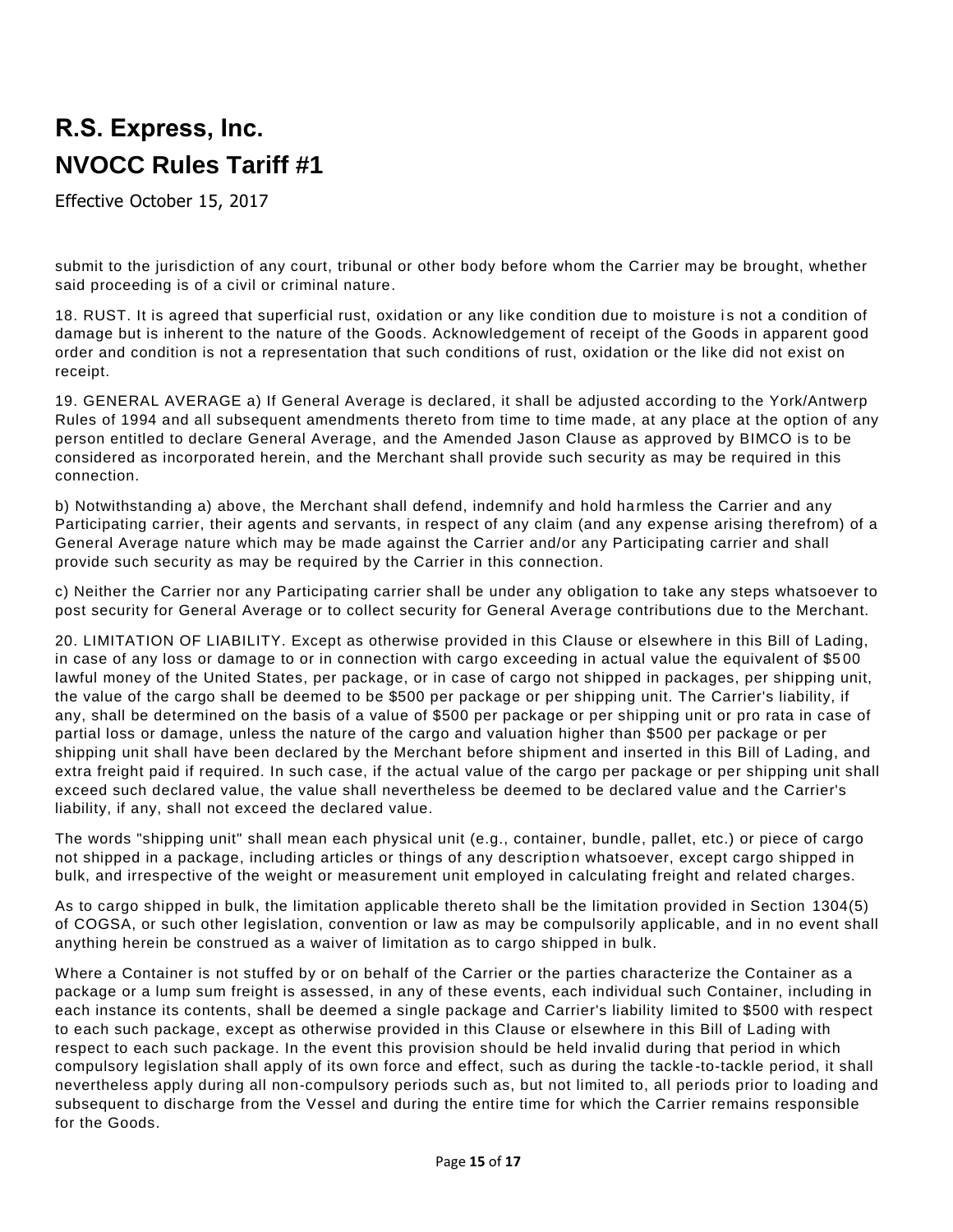submit to the jurisdiction of any court, tribunal or other body before whom the Carrier may be brought, whether said proceeding is of a civil or criminal nature.

18. RUST. It is agreed that superficial rust, oxidation or any like condition due to moisture is not a condition of damage but is inherent to the nature of the Goods. Acknowledgement of receipt of the Goods in apparent good order and condition is not a representation that such conditions of rust, oxidation or the like did not exist on receipt.

19. GENERAL AVERAGE a) If General Average is declared, it shall be adjusted according to the York/Antwerp Rules of 1994 and all subsequent amendments thereto from time to time made, at any place at the option of any person entitled to declare General Average, and the Amended Jason Clause as approved by BIMCO is to be considered as incorporated herein, and the Merchant shall provide such security as may be required in this connection.

b) Notwithstanding a) above, the Merchant shall defend, indemnify and hold harmless the Carrier and any Participating carrier, their agents and servants, in respect of any claim (and any expense arising therefrom) of a General Average nature which may be made against the Carrier and/or any Participating carrier and shall provide such security as may be required by the Carrier in this connection.

c) Neither the Carrier nor any Participating carrier shall be under any obligation to take any steps whatsoever to post security for General Average or to collect security for General Average contributions due to the Merchant.

20. LIMITATION OF LIABILITY. Except as otherwise provided in this Clause or elsewhere in this Bill of Lading, in case of any loss or damage to or in connection with cargo exceeding in actual value the equivalent of $500 lawful money of the United States, per package, or in case of cargo not shipped in packages, per shipping unit, the value of the cargo shall be deemed to be $500 per package or per shipping unit. The Carrier's liability, if any, shall be determined on the basis of a value of $500 per package or per shipping unit or pro rata in case of partial loss or damage, unless the nature of the cargo and valuation higher than $500 per package or per shipping unit shall have been declared by the Merchant before shipment and inserted in this Bill of Lading, and extra freight paid if required. In such case, if the actual value of the cargo per package or per shipping unit shall exceed such declared value, the value shall nevertheless be deemed to be declared value and the Carrier's liability, if any, shall not exceed the declared value.

The words "shipping unit" shall mean each physical unit (e.g., container, bundle, pallet, etc.) or piece of cargo not shipped in a package, including articles or things of any description whatsoever, except cargo shipped in bulk, and irrespective of the weight or measurement unit employed in calculating freight and related charges.

As to cargo shipped in bulk, the limitation applicable thereto shall be the limitation provided in Section 1304(5) of COGSA, or such other legislation, convention or law as may be compulsorily applicable, and in no event shall anything herein be construed as a waiver of limitation as to cargo shipped in bulk.

Where a Container is not stuffed by or on behalf of the Carrier or the parties characterize the Container as a package or a lump sum freight is assessed, in any of these events, each individual such Container, including in each instance its contents, shall be deemed a single package and Carrier's liability limited to $500 with respect to each such package, except as otherwise provided in this Clause or elsewhere in this Bill of Lading with respect to each such package. In the event this provision should be held invalid during that period in which compulsory legislation shall apply of its own force and effect, such as during the tackle-to-tackle period, it shall nevertheless apply during all non-compulsory periods such as, but not limited to, all periods prior to loading and subsequent to discharge from the Vessel and during the entire time for which the Carrier remains responsible for the Goods.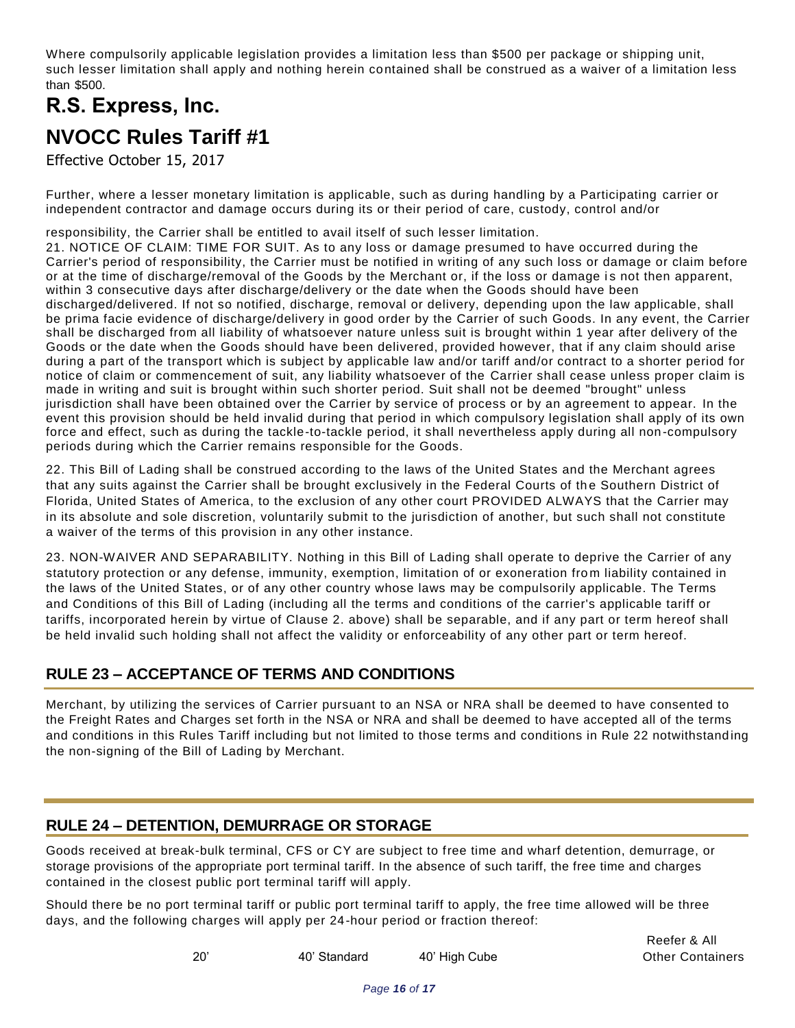Where compulsorily applicable legislation provides a limitation less than $500 per package or shipping unit, such lesser limitation shall apply and nothing herein contained shall be construed as a waiver of a limitation less than $500.

Further, where a lesser monetary limitation is applicable, such as during handling by a Participating carrier or independent contractor and damage occurs during its or their period of care, custody, control and/or responsibility, the Carrier shall be entitled to avail itself of such lesser limitation.

21. NOTICE OF CLAIM: TIME FOR SUIT. As to any loss or damage presumed to have occurred during the Carrier's period of responsibility, the Carrier must be notified in writing of any such loss or damage or claim before or at the time of discharge/removal of the Goods by the Merchant or, if the loss or damage is not then apparent, within 3 consecutive days after discharge/delivery or the date when the Goods should have been discharged/delivered. If not so notified, discharge, removal or delivery, depending upon the law applicable, shall be prima facie evidence of discharge/delivery in good order by the Carrier of such Goods. In any event, the Carrier shall be discharged from all liability of whatsoever nature unless suit is brought within 1 year after delivery of the Goods or the date when the Goods should have been delivered, provided however, that if any claim should arise during a part of the transport which is subject by applicable law and/or tariff and/or contract to a shorter period for notice of claim or commencement of suit, any liability whatsoever of the Carrier shall cease unless proper claim is made in writing and suit is brought within such shorter period. Suit shall not be deemed "brought" unless jurisdiction shall have been obtained over the Carrier by service of process or by an agreement to appear. In the event this provision should be held invalid during that period in which compulsory legislation shall apply of its own force and effect, such as during the tackle-to-tackle period, it shall nevertheless apply during all non-compulsory periods during which the Carrier remains responsible for the Goods.

22. This Bill of Lading shall be construed according to the laws of the United States and the Merchant agrees that any suits against the Carrier shall be brought exclusively in the Federal Courts of the Southern District of Florida, United States of America, to the exclusion of any other court PROVIDED ALWAYS that the Carrier may in its absolute and sole discretion, voluntarily submit to the jurisdiction of another, but such shall not constitute a waiver of the terms of this provision in any other instance.

23. NON-WAIVER AND SEPARABILITY. Nothing in this Bill of Lading shall operate to deprive the Carrier of any statutory protection or any defense, immunity, exemption, limitation of or exoneration from liability contained in the laws of the United States, or of any other country whose laws may be compulsorily applicable. The Terms and Conditions of this Bill of Lading (including all the terms and conditions of the carrier's applicable tariff or tariffs, incorporated herein by virtue of Clause 2. above) shall be separable, and if any part or term hereof shall be held invalid such holding shall not affect the validity or enforceability of any other part or term hereof.

## RULE 23 – ACCEPTANCE OF TERMS AND CONDITIONS

Merchant, by utilizing the services of Carrier pursuant to an NSA or NRA shall be deemed to have consented to the Freight Rates and Charges set forth in the NSA or NRA and shall be deemed to have accepted all of the terms and conditions in this Rules Tariff including but not limited to those terms and conditions in Rule 22 notwithstanding the non-signing of the Bill of Lading by Merchant.

## RULE 24 – DETENTION, DEMURRAGE OR STORAGE

Goods received at break-bulk terminal, CFS or CY are subject to free time and wharf detention, demurrage, or storage provisions of the appropriate port terminal tariff. In the absence of such tariff, the free time and charges contained in the closest public port terminal tariff will apply.

Should there be no port terminal tariff or public port terminal tariff to apply, the free time allowed will be three days, and the following charges will apply per 24-hour period or fraction thereof:

| 20' | 40' Standard | 40' High Cube | Reefer & All Other Containers |
|---|---|---|---|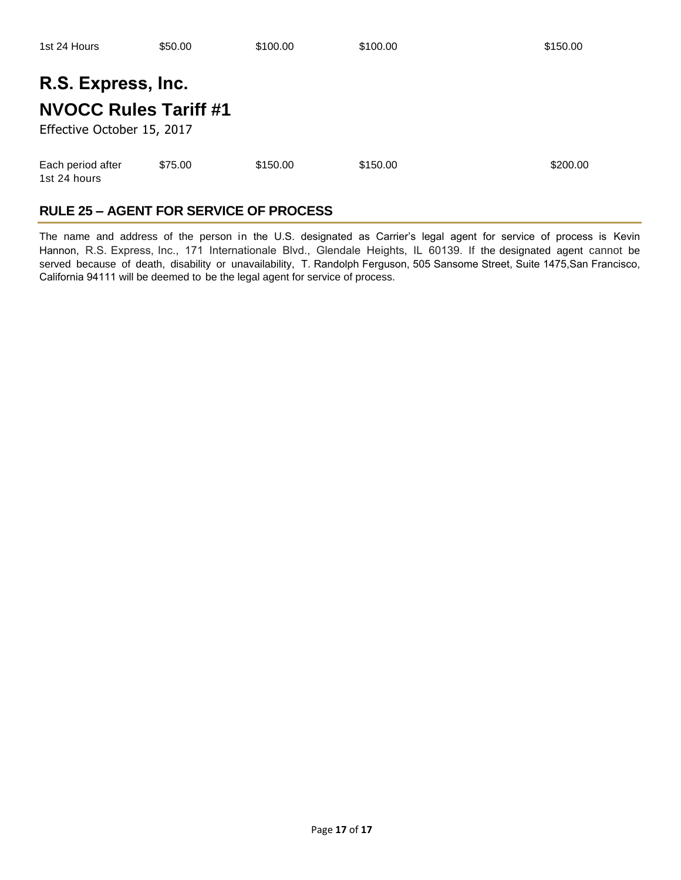| | | | | |
|---|---|---|---|---|
| 1st 24 Hours | \$50.00 | \$100.00 | \$100.00 | \$150.00 |
| Each period after 1st 24 hours | \$75.00 | \$150.00 | \$150.00 | \$200.00 |

## RULE 25 – AGENT FOR SERVICE OF PROCESS

The name and address of the person in the U.S. designated as Carrier's legal agent for service of process is Kevin Hannon, R.S. Express, Inc., 171 Internationale Blvd., Glendale Heights, IL 60139. If the designated agent cannot be served because of death, disability or unavailability, T. Randolph Ferguson, 505 Sansome Street, Suite 1475,San Francisco, California 94111 will be deemed to be the legal agent for service of process.